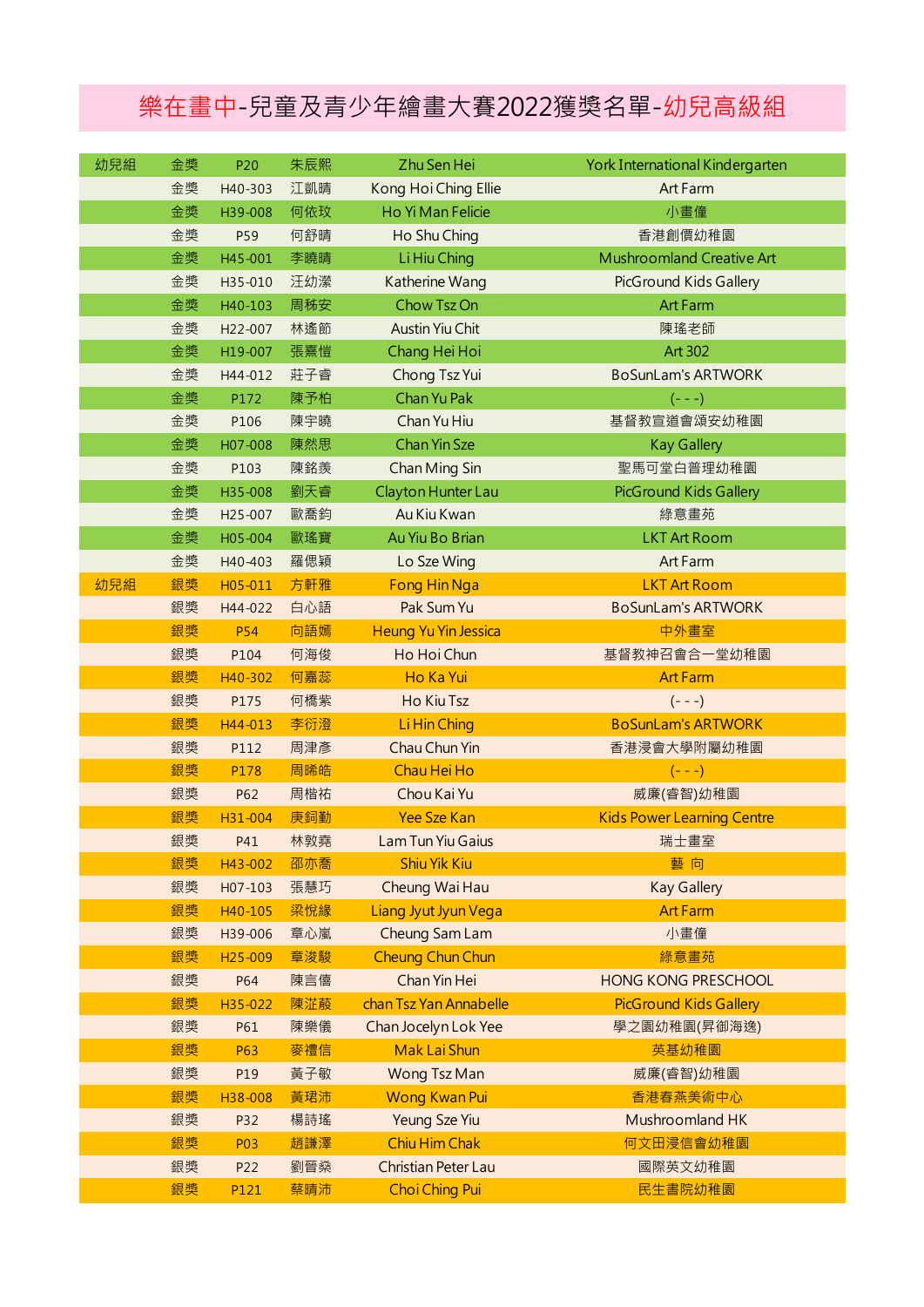# 樂在畫中-兒童及青少年繪畫大賽2022獲獎名單-幼兒高級組

| | | | | | |
|---|---|---|---|---|---|
| 幼兒組 | 金獎 | P20 | 朱辰熙 | Zhu Sen Hei | York International Kindergarten |
| | 金獎 | H40-303 | 江凱晴 | Kong Hoi Ching Ellie | Art Farm |
| | 金獎 | H39-008 | 何依玟 | Ho Yi Man Felicie | 小畫僮 |
| | 金獎 | P59 | 何舒晴 | Ho Shu Ching | 香港創價幼稚園 |
| | 金獎 | H45-001 | 李曉晴 | Li Hiu Ching | Mushroomland Creative Art |
| | 金獎 | H35-010 | 汪幼瀠 | Katherine Wang | PicGround Kids Gallery |
| | 金獎 | H40-103 | 周秭安 | Chow Tsz On | Art Farm |
| | 金獎 | H22-007 | 林遙節 | Austin Yiu Chit | 陳瑤老師 |
| | 金獎 | H19-007 | 張熹愷 | Chang Hei Hoi | Art 302 |
| | 金獎 | H44-012 | 莊子睿 | Chong Tsz Yui | BoSunLam's ARTWORK |
| | 金獎 | P172 | 陳予柏 | Chan Yu Pak | (- - -) |
| | 金獎 | P106 | 陳宇曉 | Chan Yu Hiu | 基督教宣道會頌安幼稚園 |
| | 金獎 | H07-008 | 陳然思 | Chan Yin Sze | Kay Gallery |
| | 金獎 | P103 | 陳銘羨 | Chan Ming Sin | 聖馬可堂白普理幼稚園 |
| | 金獎 | H35-008 | 劉天睿 | Clayton Hunter Lau | PicGround Kids Gallery |
| | 金獎 | H25-007 | 歐喬鈞 | Au Kiu Kwan | 綠意畫苑 |
| | 金獎 | H05-004 | 歐瑤寶 | Au Yiu Bo Brian | LKT Art Room |
| | 金獎 | H40-403 | 羅偲穎 | Lo Sze Wing | Art Farm |
| 幼兒組 | 銀獎 | H05-011 | 方軒雅 | Fong Hin Nga | LKT Art Room |
| | 銀獎 | H44-022 | 白心語 | Pak Sum Yu | BoSunLam's ARTWORK |
| | 銀獎 | P54 | 向語嫣 | Heung Yu Yin Jessica | 中外畫室 |
| | 銀獎 | P104 | 何海俊 | Ho Hoi Chun | 基督教神召會合一堂幼稚園 |
| | 銀獎 | H40-302 | 何嘉蕊 | Ho Ka Yui | Art Farm |
| | 銀獎 | P175 | 何橋紫 | Ho Kiu Tsz | (- - -) |
| | 銀獎 | H44-013 | 李衍澄 | Li Hin Ching | BoSunLam's ARTWORK |
| | 銀獎 | P112 | 周津彥 | Chau Chun Yin | 香港浸會大學附屬幼稚園 |
| | 銀獎 | P178 | 周晞皓 | Chau Hei Ho | (- - -) |
| | 銀獎 | P62 | 周楷祐 | Chou Kai Yu | 威廉(睿智)幼稚園 |
| | 銀獎 | H31-004 | 庾飼勤 | Yee Sze Kan | Kids Power Learning Centre |
| | 銀獎 | P41 | 林敦堯 | Lam Tun Yiu Gaius | 瑞士畫室 |
| | 銀獎 | H43-002 | 邵亦喬 | Shiu Yik Kiu | 藝 向 |
| | 銀獎 | H07-103 | 張慧巧 | Cheung Wai Hau | Kay Gallery |
| | 銀獎 | H40-105 | 梁悅緣 | Liang Jyut Jyun Vega | Art Farm |
| | 銀獎 | H39-006 | 章心嵐 | Cheung Sam Lam | 小畫僮 |
| | 銀獎 | H25-009 | 章浚駿 | Cheung Chun Chun | 綠意畫苑 |
| | 銀獎 | P64 | 陳言僖 | Chan Yin Hei | HONG KONG PRESCHOOL |
| | 銀獎 | H35-022 | 陳涏葭 | chan Tsz Yan Annabelle | PicGround Kids Gallery |
| | 銀獎 | P61 | 陳樂儀 | Chan Jocelyn Lok Yee | 學之園幼稚園(昇御海逸) |
| | 銀獎 | P63 | 麥禮信 | Mak Lai Shun | 英基幼稚園 |
| | 銀獎 | P19 | 黃子敏 | Wong Tsz Man | 威廉(睿智)幼稚園 |
| | 銀獎 | H38-008 | 黃珺沛 | Wong Kwan Pui | 香港春燕美術中心 |
| | 銀獎 | P32 | 楊詩瑤 | Yeung Sze Yiu | Mushroomland HK |
| | 銀獎 | P03 | 趙謙澤 | Chiu Him Chak | 何文田浸信會幼稚園 |
| | 銀獎 | P22 | 劉晉燊 | Christian Peter Lau | 國際英文幼稚園 |
| | 銀獎 | P121 | 蔡晴沛 | Choi Ching Pui | 民生書院幼稚園 |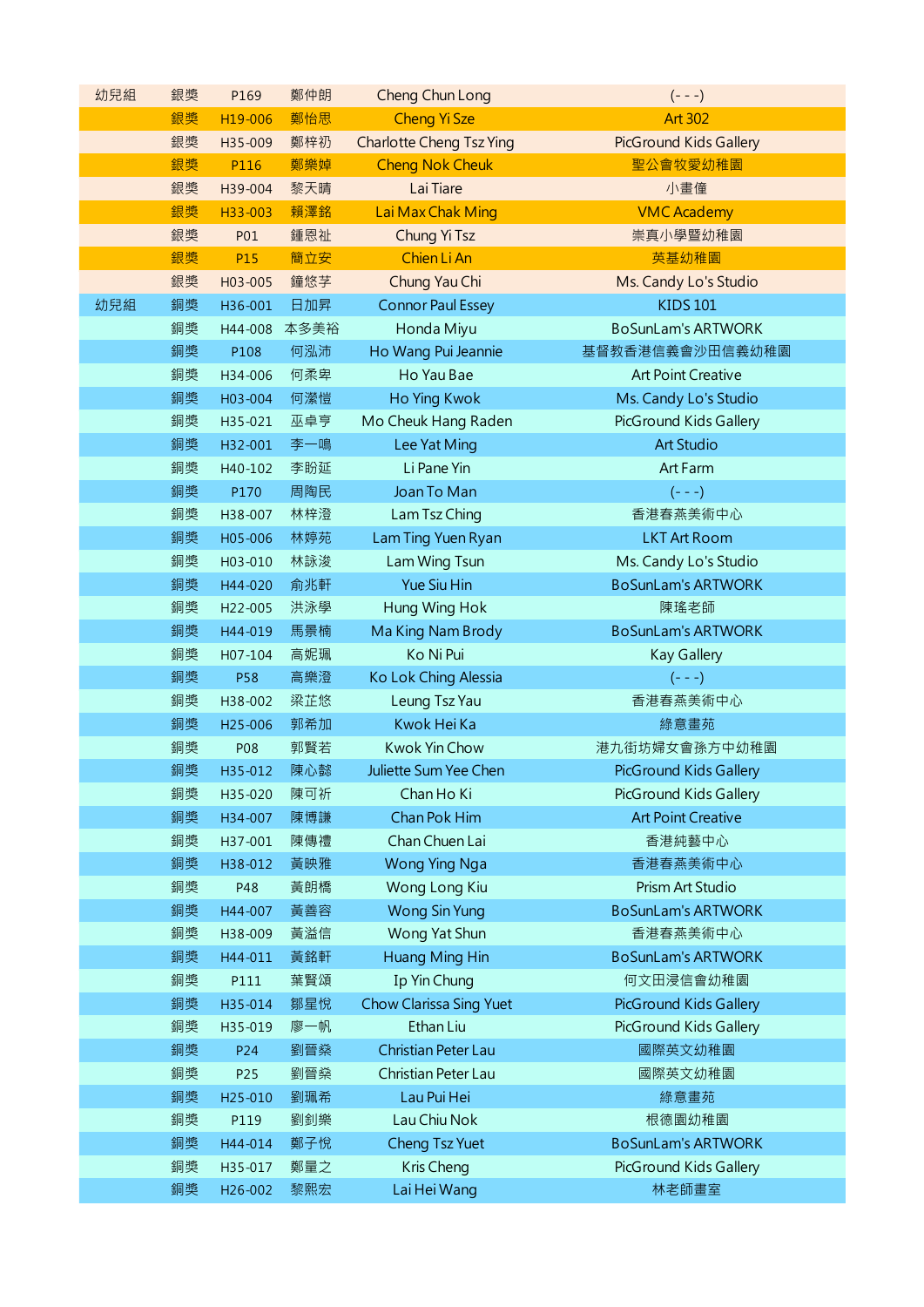| | | | | | |
|---|---|---|---|---|---|
| 幼兒組 | 銀獎 | P169 | 鄭仲朗 | Cheng Chun Long | (- - -) |
| | 銀獎 | H19-006 | 鄭怡思 | Cheng Yi Sze | Art 302 |
| | 銀獎 | H35-009 | 鄭梓礽 | Charlotte Cheng Tsz Ying | PicGround Kids Gallery |
| | 銀獎 | P116 | 鄭樂婥 | Cheng Nok Cheuk | 聖公會牧愛幼稚園 |
| | 銀獎 | H39-004 | 黎天晴 | Lai Tiare | 小畫僮 |
| | 銀獎 | H33-003 | 賴澤銘 | Lai Max Chak Ming | VMC Academy |
| | 銀獎 | P01 | 鍾恩祉 | Chung Yi Tsz | 崇真小學暨幼稚園 |
| | 銀獎 | P15 | 簡立安 | Chien Li An | 英基幼稚園 |
| | 銀獎 | H03-005 | 鐘悠芓 | Chung Yau Chi | Ms. Candy Lo's Studio |
| 幼兒組 | 銅獎 | H36-001 | 日加昇 | Connor Paul Essey | KIDS 101 |
| | 銅獎 | H44-008 | 本多美裕 | Honda Miyu | BoSunLam's ARTWORK |
| | 銅獎 | P108 | 何泓沛 | Ho Wang Pui Jeannie | 基督教香港信義會沙田信義幼稚園 |
| | 銅獎 | H34-006 | 何柔卑 | Ho Yau Bae | Art Point Creative |
| | 銅獎 | H03-004 | 何瀅愷 | Ho Ying Kwok | Ms. Candy Lo's Studio |
| | 銅獎 | H35-021 | 巫卓亨 | Mo Cheuk Hang Raden | PicGround Kids Gallery |
| | 銅獎 | H32-001 | 李一鳴 | Lee Yat Ming | Art Studio |
| | 銅獎 | H40-102 | 李盼延 | Li Pane Yin | Art Farm |
| | 銅獎 | P170 | 周陶民 | Joan To Man | (- - -) |
| | 銅獎 | H38-007 | 林梓澄 | Lam Tsz Ching | 香港春燕美術中心 |
| | 銅獎 | H05-006 | 林婷苑 | Lam Ting Yuen Ryan | LKT Art Room |
| | 銅獎 | H03-010 | 林詠浚 | Lam Wing Tsun | Ms. Candy Lo's Studio |
| | 銅獎 | H44-020 | 俞兆軒 | Yue Siu Hin | BoSunLam's ARTWORK |
| | 銅獎 | H22-005 | 洪泳學 | Hung Wing Hok | 陳瑤老師 |
| | 銅獎 | H44-019 | 馬景楠 | Ma King Nam Brody | BoSunLam's ARTWORK |
| | 銅獎 | H07-104 | 高妮珮 | Ko Ni Pui | Kay Gallery |
| | 銅獎 | P58 | 高樂澄 | Ko Lok Ching Alessia | (- - -) |
| | 銅獎 | H38-002 | 梁芷悠 | Leung Tsz Yau | 香港春燕美術中心 |
| | 銅獎 | H25-006 | 郭希加 | Kwok Hei Ka | 綠意畫苑 |
| | 銅獎 | P08 | 郭賢若 | Kwok Yin Chow | 港九街坊婦女會孫方中幼稚園 |
| | 銅獎 | H35-012 | 陳心懿 | Juliette Sum Yee Chen | PicGround Kids Gallery |
| | 銅獎 | H35-020 | 陳可祈 | Chan Ho Ki | PicGround Kids Gallery |
| | 銅獎 | H34-007 | 陳博謙 | Chan Pok Him | Art Point Creative |
| | 銅獎 | H37-001 | 陳傳禮 | Chan Chuen Lai | 香港純藝中心 |
| | 銅獎 | H38-012 | 黃映雅 | Wong Ying Nga | 香港春燕美術中心 |
| | 銅獎 | P48 | 黃朗橋 | Wong Long Kiu | Prism Art Studio |
| | 銅獎 | H44-007 | 黃善容 | Wong Sin Yung | BoSunLam's ARTWORK |
| | 銅獎 | H38-009 | 黃溢信 | Wong Yat Shun | 香港春燕美術中心 |
| | 銅獎 | H44-011 | 黃銘軒 | Huang Ming Hin | BoSunLam's ARTWORK |
| | 銅獎 | P111 | 葉賢頌 | Ip Yin Chung | 何文田浸信會幼稚園 |
| | 銅獎 | H35-014 | 鄒星悅 | Chow Clarissa Sing Yuet | PicGround Kids Gallery |
| | 銅獎 | H35-019 | 廖一帆 | Ethan Liu | PicGround Kids Gallery |
| | 銅獎 | P24 | 劉晉燊 | Christian Peter Lau | 國際英文幼稚園 |
| | 銅獎 | P25 | 劉晉燊 | Christian Peter Lau | 國際英文幼稚園 |
| | 銅獎 | H25-010 | 劉珮希 | Lau Pui Hei | 綠意畫苑 |
| | 銅獎 | P119 | 劉釗樂 | Lau Chiu Nok | 根德園幼稚園 |
| | 銅獎 | H44-014 | 鄭子悅 | Cheng Tsz Yuet | BoSunLam's ARTWORK |
| | 銅獎 | H35-017 | 鄭量之 | Kris Cheng | PicGround Kids Gallery |
| | 銅獎 | H26-002 | 黎熙宏 | Lai Hei Wang | 林老師畫室 |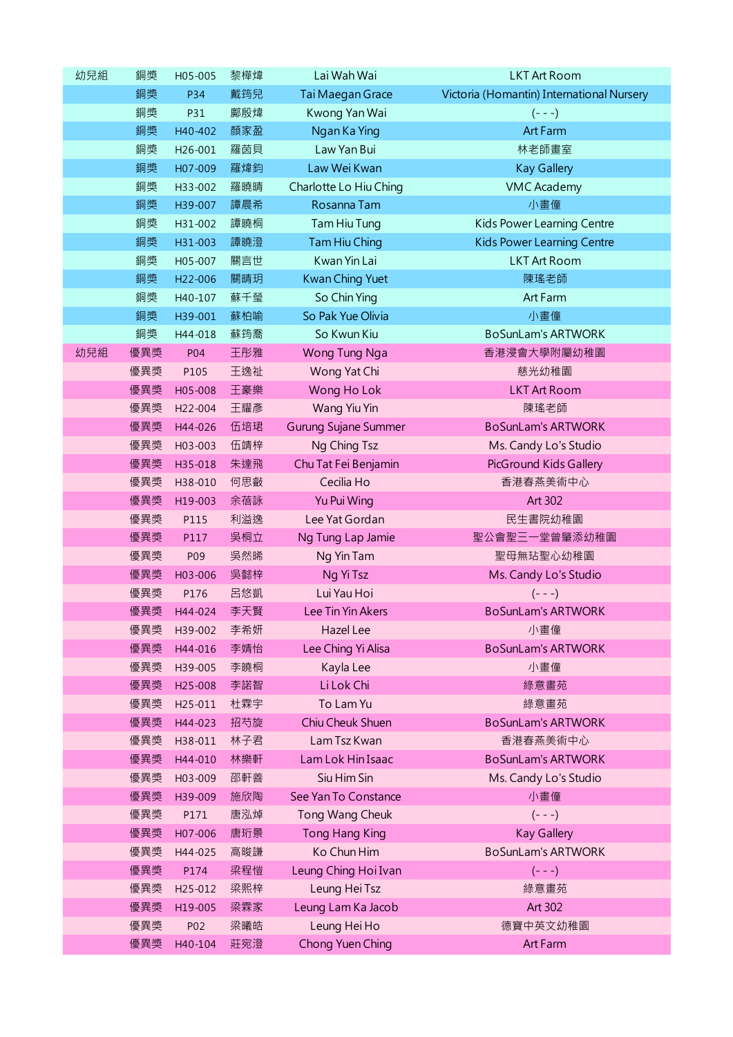| | | | | | |
|---|---|---|---|---|---|
| 幼兒組 | 銅獎 | H05-005 | 黎樺煒 | Lai Wah Wai | LKT Art Room |
| | 銅獎 | P34 | 戴筠兒 | Tai Maegan Grace | Victoria (Homantin) International Nursery |
| | 銅獎 | P31 | 鄺殷煒 | Kwong Yan Wai | (- - -) |
| | 銅獎 | H40-402 | 顏家盈 | Ngan Ka Ying | Art Farm |
| | 銅獎 | H26-001 | 羅茵貝 | Law Yan Bui | 林老師畫室 |
| | 銅獎 | H07-009 | 羅煒鈞 | Law Wei Kwan | Kay Gallery |
| | 銅獎 | H33-002 | 羅曉晴 | Charlotte Lo Hiu Ching | VMC Academy |
| | 銅獎 | H39-007 | 譚晨希 | Rosanna Tam | 小畫僮 |
| | 銅獎 | H31-002 | 譚曉桐 | Tam Hiu Tung | Kids Power Learning Centre |
| | 銅獎 | H31-003 | 譚曉澄 | Tam Hiu Ching | Kids Power Learning Centre |
| | 銅獎 | H05-007 | 關言世 | Kwan Yin Lai | LKT Art Room |
| | 銅獎 | H22-006 | 關晴玥 | Kwan Ching Yuet | 陳瑤老師 |
| | 銅獎 | H40-107 | 蘇千瑩 | So Chin Ying | Art Farm |
| | 銅獎 | H39-001 | 蘇柏喻 | So Pak Yue Olivia | 小畫僮 |
| | 銅獎 | H44-018 | 蘇筠喬 | So Kwun Kiu | BoSunLam's ARTWORK |
| 幼兒組 | 優異獎 | P04 | 王彤雅 | Wong Tung Nga | 香港浸會大學附屬幼稚園 |
| | 優異獎 | P105 | 王逸祉 | Wong Yat Chi | 慈光幼稚園 |
| | 優異獎 | H05-008 | 王豪樂 | Wong Ho Lok | LKT Art Room |
| | 優異獎 | H22-004 | 王耀彥 | Wang Yiu Yin | 陳瑤老師 |
| | 優異獎 | H44-026 | 伍培珺 | Gurung Sujane Summer | BoSunLam's ARTWORK |
| | 優異獎 | H03-003 | 伍靖梓 | Ng Ching Tsz | Ms. Candy Lo's Studio |
| | 優異獎 | H35-018 | 朱達飛 | Chu Tat Fei Benjamin | PicGround Kids Gallery |
| | 優異獎 | H38-010 | 何思叡 | Cecilia Ho | 香港春燕美術中心 |
| | 優異獎 | H19-003 | 余蓓詠 | Yu Pui Wing | Art 302 |
| | 優異獎 | P115 | 利溢逸 | Lee Yat Gordan | 民生書院幼稚園 |
| | 優異獎 | P117 | 吳桐立 | Ng Tung Lap Jamie | 聖公會聖三一堂曾肇添幼稚園 |
| | 優異獎 | P09 | 吳然晞 | Ng Yin Tam | 聖母無玷聖心幼稚園 |
| | 優異獎 | H03-006 | 吳懿梓 | Ng Yi Tsz | Ms. Candy Lo's Studio |
| | 優異獎 | P176 | 呂悠凱 | Lui Yau Hoi | (- - -) |
| | 優異獎 | H44-024 | 李天賢 | Lee Tin Yin Akers | BoSunLam's ARTWORK |
| | 優異獎 | H39-002 | 李希妍 | Hazel Lee | 小畫僮 |
| | 優異獎 | H44-016 | 李婧怡 | Lee Ching Yi Alisa | BoSunLam's ARTWORK |
| | 優異獎 | H39-005 | 李曉桐 | Kayla Lee | 小畫僮 |
| | 優異獎 | H25-008 | 李諾智 | Li Lok Chi | 綠意畫苑 |
| | 優異獎 | H25-011 | 杜霖宇 | To Lam Yu | 綠意畫苑 |
| | 優異獎 | H44-023 | 招芍旋 | Chiu Cheuk Shuen | BoSunLam's ARTWORK |
| | 優異獎 | H38-011 | 林子君 | Lam Tsz Kwan | 香港春燕美術中心 |
| | 優異獎 | H44-010 | 林樂軒 | Lam Lok Hin Isaac | BoSunLam's ARTWORK |
| | 優異獎 | H03-009 | 邵軒善 | Siu Him Sin | Ms. Candy Lo's Studio |
| | 優異獎 | H39-009 | 施欣陶 | See Yan To Constance | 小畫僮 |
| | 優異獎 | P171 | 唐泓焯 | Tong Wang Cheuk | (- - -) |
| | 優異獎 | H07-006 | 唐珩景 | Tong Hang King | Kay Gallery |
| | 優異獎 | H44-025 | 高晙謙 | Ko Chun Him | BoSunLam's ARTWORK |
| | 優異獎 | P174 | 梁程愷 | Leung Ching Hoi Ivan | (- - -) |
| | 優異獎 | H25-012 | 梁熙梓 | Leung Hei Tsz | 綠意畫苑 |
| | 優異獎 | H19-005 | 梁霖家 | Leung Lam Ka Jacob | Art 302 |
| | 優異獎 | P02 | 梁曦皓 | Leung Hei Ho | 德寶中英文幼稚園 |
| | 優異獎 | H40-104 | 莊宛澄 | Chong Yuen Ching | Art Farm |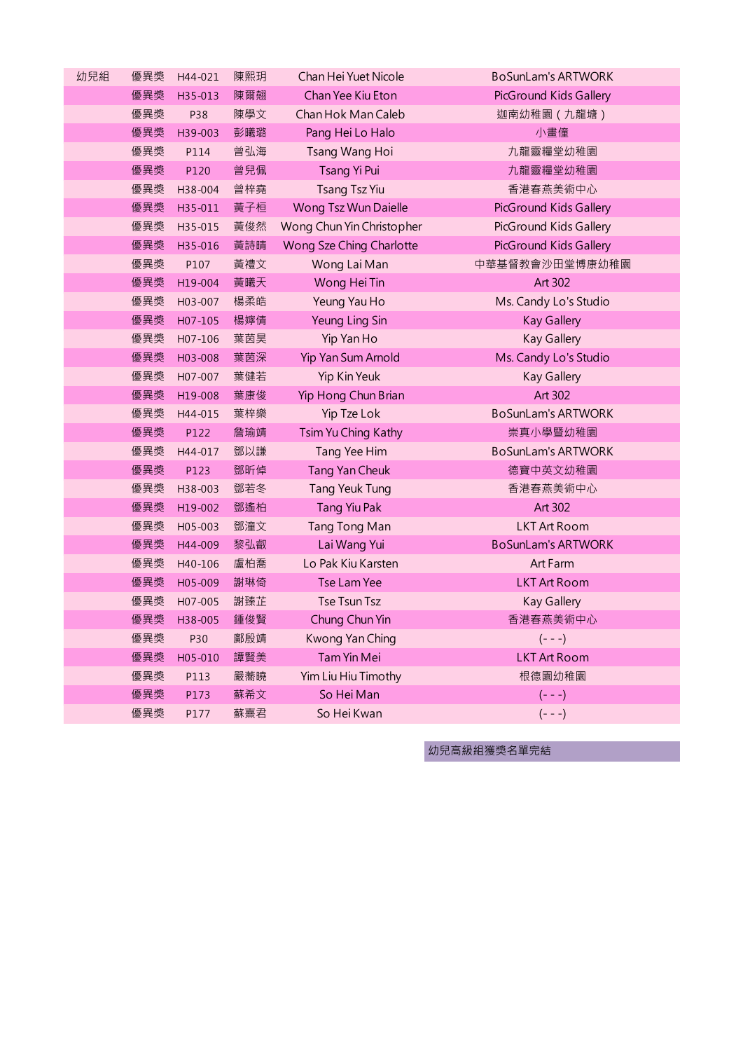| | | | | | |
|---|---|---|---|---|---|
| 幼兒組 | 優異獎 | H44-021 | 陳熙玥 | Chan Hei Yuet Nicole | BoSunLam's ARTWORK |
| | 優異獎 | H35-013 | 陳爾翹 | Chan Yee Kiu Eton | PicGround Kids Gallery |
| | 優異獎 | P38 | 陳學文 | Chan Hok Man Caleb | 迦南幼稚園（九龍塘） |
| | 優異獎 | H39-003 | 彭曦璐 | Pang Hei Lo Halo | 小畫僮 |
| | 優異獎 | P114 | 曾弘海 | Tsang Wang Hoi | 九龍靈糧堂幼稚園 |
| | 優異獎 | P120 | 曾兒佩 | Tsang Yi Pui | 九龍靈糧堂幼稚園 |
| | 優異獎 | H38-004 | 曾梓堯 | Tsang Tsz Yiu | 香港春燕美術中心 |
| | 優異獎 | H35-011 | 黃子桓 | Wong Tsz Wun Daielle | PicGround Kids Gallery |
| | 優異獎 | H35-015 | 黃俊然 | Wong Chun Yin Christopher | PicGround Kids Gallery |
| | 優異獎 | H35-016 | 黃詩晴 | Wong Sze Ching Charlotte | PicGround Kids Gallery |
| | 優異獎 | P107 | 黃禮文 | Wong Lai Man | 中華基督教會沙田堂博康幼稚園 |
| | 優異獎 | H19-004 | 黃曦天 | Wong Hei Tin | Art 302 |
| | 優異獎 | H03-007 | 楊柔皓 | Yeung Yau Ho | Ms. Candy Lo's Studio |
| | 優異獎 | H07-105 | 楊婷倩 | Yeung Ling Sin | Kay Gallery |
| | 優異獎 | H07-106 | 葉茵昊 | Yip Yan Ho | Kay Gallery |
| | 優異獎 | H03-008 | 葉茵深 | Yip Yan Sum Arnold | Ms. Candy Lo's Studio |
| | 優異獎 | H07-007 | 葉健若 | Yip Kin Yeuk | Kay Gallery |
| | 優異獎 | H19-008 | 葉康俊 | Yip Hong Chun Brian | Art 302 |
| | 優異獎 | H44-015 | 葉梓樂 | Yip Tze Lok | BoSunLam's ARTWORK |
| | 優異獎 | P122 | 詹瑜婧 | Tsim Yu Ching Kathy | 崇真小學暨幼稚園 |
| | 優異獎 | H44-017 | 鄧以謙 | Tang Yee Him | BoSunLam's ARTWORK |
| | 優異獎 | P123 | 鄧昕倬 | Tang Yan Cheuk | 德寶中英文幼稚園 |
| | 優異獎 | H38-003 | 鄧若冬 | Tang Yeuk Tung | 香港春燕美術中心 |
| | 優異獎 | H19-002 | 鄧遙柏 | Tang Yiu Pak | Art 302 |
| | 優異獎 | H05-003 | 鄧潼文 | Tang Tong Man | LKT Art Room |
| | 優異獎 | H44-009 | 黎弘叡 | Lai Wang Yui | BoSunLam's ARTWORK |
| | 優異獎 | H40-106 | 盧柏喬 | Lo Pak Kiu Karsten | Art Farm |
| | 優異獎 | H05-009 | 謝琳倚 | Tse Lam Yee | LKT Art Room |
| | 優異獎 | H07-005 | 謝臻芷 | Tse Tsun Tsz | Kay Gallery |
| | 優異獎 | H38-005 | 鍾俊賢 | Chung Chun Yin | 香港春燕美術中心 |
| | 優異獎 | P30 | 鄺殷婧 | Kwong Yan Ching | (- - -) |
| | 優異獎 | H05-010 | 譚賢美 | Tam Yin Mei | LKT Art Room |
| | 優異獎 | P113 | 嚴蕎曉 | Yim Liu Hiu Timothy | 根德園幼稚園 |
| | 優異獎 | P173 | 蘇希文 | So Hei Man | (- - -) |
| | 優異獎 | P177 | 蘇熹君 | So Hei Kwan | (- - -) |

幼兒高級組獲獎名單完結